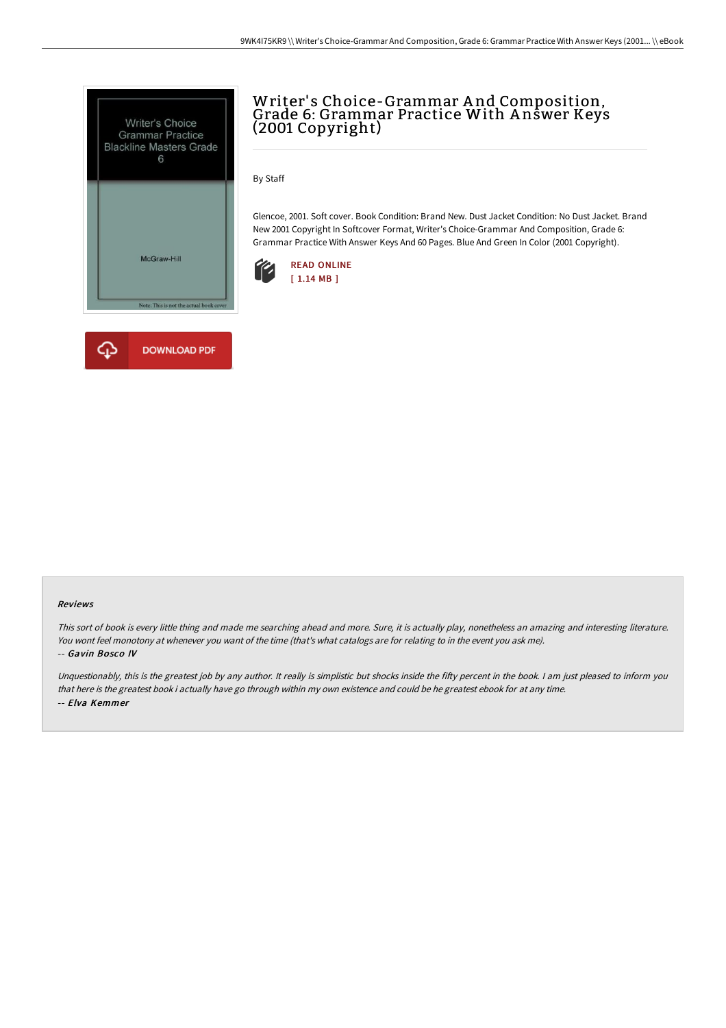# Writer's Choice-Grammar And Composition, Grade 6: Grammar Practice With Answer Keys (2001 Copyright)

By Staff

Glencoe, 2001. Soft cover. Book Condition: Brand New. Dust Jacket Condition: No Dust Jacket. Brand New 2001 Copyright In Softcover Format, Writer's Choice-Grammar And Composition, Grade 6: Grammar Practice With Answer Keys And 60 Pages. Blue And Green In Color (2001 Copyright).

READ ONLINE
[ 1.14 MB ]

DOWNLOAD PDF

#### Reviews

*This sort of book is every little thing and made me searching ahead and more. Sure, it is actually play, nonetheless an amazing and interesting literature. You wont feel monotony at whenever you want of the time (that's what catalogs are for relating to in the event you ask me).*

*-- Gavin Bosco IV*

*Unquestionably, this is the greatest job by any author. It really is simplistic but shocks inside the fifty percent in the book. I am just pleased to inform you that here is the greatest book i actually have go through within my own existence and could be he greatest ebook for at any time.*

*-- Elva Kemmer*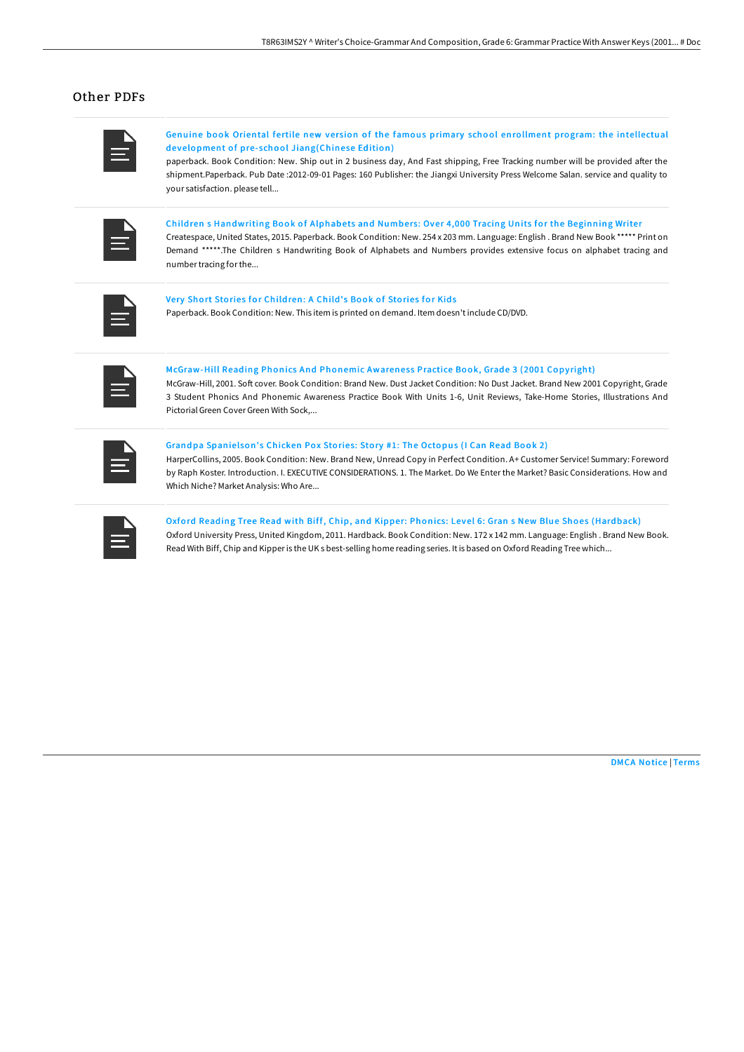## Other PDFs

**Genuine book Oriental fertile new version of the famous primary school enrollment program: the intellectual development of pre-school Jiang(Chinese Edition)**

paperback. Book Condition: New. Ship out in 2 business day, And Fast shipping, Free Tracking number will be provided after the shipment.Paperback. Pub Date :2012-09-01 Pages: 160 Publisher: the Jiangxi University Press Welcome Salan. service and quality to your satisfaction. please tell...

**Children s Handwriting Book of Alphabets and Numbers: Over 4,000 Tracing Units for the Beginning Writer**

Createspace, United States, 2015. Paperback. Book Condition: New. 254 x 203 mm. Language: English . Brand New Book ***** Print on Demand *****.The Children s Handwriting Book of Alphabets and Numbers provides extensive focus on alphabet tracing and number tracing for the...

**Very Short Stories for Children: A Child's Book of Stories for Kids**

Paperback. Book Condition: New. This item is printed on demand. Item doesn't include CD/DVD.

**McGraw-Hill Reading Phonics And Phonemic Awareness Practice Book, Grade 3 (2001 Copyright)**

McGraw-Hill, 2001. Soft cover. Book Condition: Brand New. Dust Jacket Condition: No Dust Jacket. Brand New 2001 Copyright, Grade 3 Student Phonics And Phonemic Awareness Practice Book With Units 1-6, Unit Reviews, Take-Home Stories, Illustrations And Pictorial Green Cover Green With Sock,...

**Grandpa Spanielson's Chicken Pox Stories: Story #1: The Octopus (I Can Read Book 2)**

HarperCollins, 2005. Book Condition: New. Brand New, Unread Copy in Perfect Condition. A+ Customer Service! Summary: Foreword by Raph Koster. Introduction. I. EXECUTIVE CONSIDERATIONS. 1. The Market. Do We Enter the Market? Basic Considerations. How and Which Niche? Market Analysis: Who Are...

**Oxford Reading Tree Read with Biff, Chip, and Kipper: Phonics: Level 6: Gran s New Blue Shoes (Hardback)**

Oxford University Press, United Kingdom, 2011. Hardback. Book Condition: New. 172 x 142 mm. Language: English . Brand New Book. Read With Biff, Chip and Kipper is the UK s best-selling home reading series. It is based on Oxford Reading Tree which...

DMCA Notice | Terms